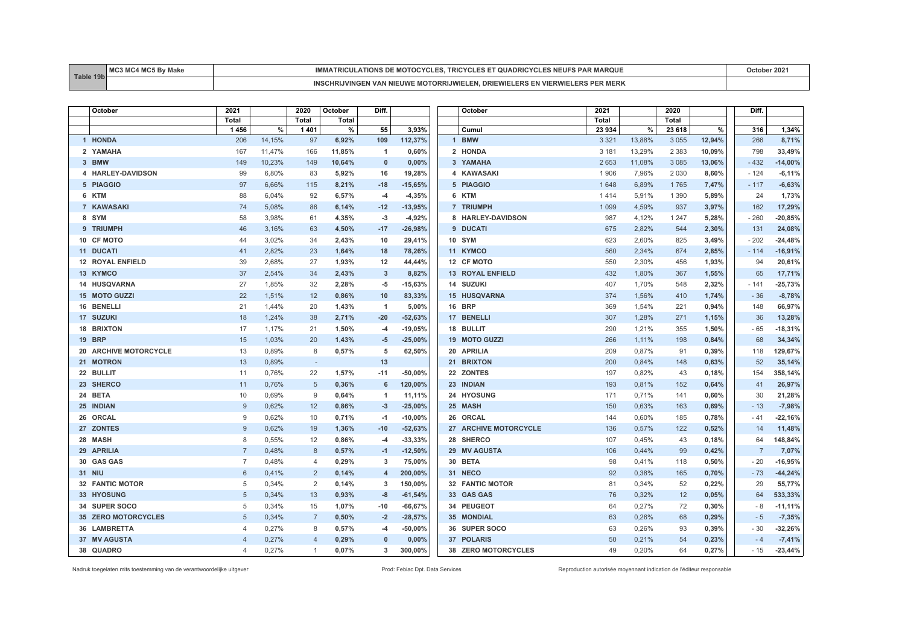| Table 19b | MC3 MC4 MC5 By Make | IMMATRICULATIONS DE MOTOCYCLES, TRICYCLES ET QUADRICYCLES NEUFS PAR MARQUE | October 2021 |
|---|---|---|---|
| | | INSCHRIJVINGEN VAN NIEUWE MOTORRIJWIELEN, DRIEWIELERS EN VIERWIELERS PER MERK | |

| | October | 2021 | | 2020 | October | Diff. | |
|---|---|---|---|---|---|---|---|
| | | Total | | Total | Total | | |
| | | 1 456 | % | 1 401 | % | 55 | 3,93% |
| 1 | HONDA | 206 | 14,15% | 97 | 6,92% | 109 | 112,37% |
| 2 | YAMAHA | 167 | 11,47% | 166 | 11,85% | 1 | 0,60% |
| 3 | BMW | 149 | 10,23% | 149 | 10,64% | 0 | 0,00% |
| 4 | HARLEY-DAVIDSON | 99 | 6,80% | 83 | 5,92% | 16 | 19,28% |
| 5 | PIAGGIO | 97 | 6,66% | 115 | 8,21% | -18 | -15,65% |
| 6 | KTM | 88 | 6,04% | 92 | 6,57% | -4 | -4,35% |
| 7 | KAWASAKI | 74 | 5,08% | 86 | 6,14% | -12 | -13,95% |
| 8 | SYM | 58 | 3,98% | 61 | 4,35% | -3 | -4,92% |
| 9 | TRIUMPH | 46 | 3,16% | 63 | 4,50% | -17 | -26,98% |
| 10 | CF MOTO | 44 | 3,02% | 34 | 2,43% | 10 | 29,41% |
| 11 | DUCATI | 41 | 2,82% | 23 | 1,64% | 18 | 78,26% |
| 12 | ROYAL ENFIELD | 39 | 2,68% | 27 | 1,93% | 12 | 44,44% |
| 13 | KYMCO | 37 | 2,54% | 34 | 2,43% | 3 | 8,82% |
| 14 | HUSQVARNA | 27 | 1,85% | 32 | 2,28% | -5 | -15,63% |
| 15 | MOTO GUZZI | 22 | 1,51% | 12 | 0,86% | 10 | 83,33% |
| 16 | BENELLI | 21 | 1,44% | 20 | 1,43% | 1 | 5,00% |
| 17 | SUZUKI | 18 | 1,24% | 38 | 2,71% | -20 | -52,63% |
| 18 | BRIXTON | 17 | 1,17% | 21 | 1,50% | -4 | -19,05% |
| 19 | BRP | 15 | 1,03% | 20 | 1,43% | -5 | -25,00% |
| 20 | ARCHIVE MOTORCYCLE | 13 | 0,89% | 8 | 0,57% | 5 | 62,50% |
| 21 | MOTRON | 13 | 0,89% | - | | 13 | |
| 22 | BULLIT | 11 | 0,76% | 22 | 1,57% | -11 | -50,00% |
| 23 | SHERCO | 11 | 0,76% | 5 | 0,36% | 6 | 120,00% |
| 24 | BETA | 10 | 0,69% | 9 | 0,64% | 1 | 11,11% |
| 25 | INDIAN | 9 | 0,62% | 12 | 0,86% | -3 | -25,00% |
| 26 | ORCAL | 9 | 0,62% | 10 | 0,71% | -1 | -10,00% |
| 27 | ZONTES | 9 | 0,62% | 19 | 1,36% | -10 | -52,63% |
| 28 | MASH | 8 | 0,55% | 12 | 0,86% | -4 | -33,33% |
| 29 | APRILIA | 7 | 0,48% | 8 | 0,57% | -1 | -12,50% |
| 30 | GAS GAS | 7 | 0,48% | 4 | 0,29% | 3 | 75,00% |
| 31 | NIU | 6 | 0,41% | 2 | 0,14% | 4 | 200,00% |
| 32 | FANTIC MOTOR | 5 | 0,34% | 2 | 0,14% | 3 | 150,00% |
| 33 | HYOSUNG | 5 | 0,34% | 13 | 0,93% | -8 | -61,54% |
| 34 | SUPER SOCO | 5 | 0,34% | 15 | 1,07% | -10 | -66,67% |
| 35 | ZERO MOTORCYCLES | 5 | 0,34% | 7 | 0,50% | -2 | -28,57% |
| 36 | LAMBRETTA | 4 | 0,27% | 8 | 0,57% | -4 | -50,00% |
| 37 | MV AGUSTA | 4 | 0,27% | 4 | 0,29% | 0 | 0,00% |
| 38 | QUADRO | 4 | 0,27% | 1 | 0,07% | 3 | 300,00% |

| | October | 2021 | | 2020 | | Diff. | |
|---|---|---|---|---|---|---|---|
| | | Total | | Total | | | |
| | Cumul | 23 934 | % | 23 618 | % | 316 | 1,34% |
| 1 | BMW | 3 321 | 13,88% | 3 055 | 12,94% | 266 | 8,71% |
| 2 | HONDA | 3 181 | 13,29% | 2 383 | 10,09% | 798 | 33,49% |
| 3 | YAMAHA | 2 653 | 11,08% | 3 085 | 13,06% | - 432 | -14,00% |
| 4 | KAWASAKI | 1 906 | 7,96% | 2 030 | 8,60% | - 124 | -6,11% |
| 5 | PIAGGIO | 1 648 | 6,89% | 1 765 | 7,47% | - 117 | -6,63% |
| 6 | KTM | 1 414 | 5,91% | 1 390 | 5,89% | 24 | 1,73% |
| 7 | TRIUMPH | 1 099 | 4,59% | 937 | 3,97% | 162 | 17,29% |
| 8 | HARLEY-DAVIDSON | 987 | 4,12% | 1 247 | 5,28% | - 260 | -20,85% |
| 9 | DUCATI | 675 | 2,82% | 544 | 2,30% | 131 | 24,08% |
| 10 | SYM | 623 | 2,60% | 825 | 3,49% | - 202 | -24,48% |
| 11 | KYMCO | 560 | 2,34% | 674 | 2,85% | - 114 | -16,91% |
| 12 | CF MOTO | 550 | 2,30% | 456 | 1,93% | 94 | 20,61% |
| 13 | ROYAL ENFIELD | 432 | 1,80% | 367 | 1,55% | 65 | 17,71% |
| 14 | SUZUKI | 407 | 1,70% | 548 | 2,32% | - 141 | -25,73% |
| 15 | HUSQVARNA | 374 | 1,56% | 410 | 1,74% | - 36 | -8,78% |
| 16 | BRP | 369 | 1,54% | 221 | 0,94% | 148 | 66,97% |
| 17 | BENELLI | 307 | 1,28% | 271 | 1,15% | 36 | 13,28% |
| 18 | BULLIT | 290 | 1,21% | 355 | 1,50% | - 65 | -18,31% |
| 19 | MOTO GUZZI | 266 | 1,11% | 198 | 0,84% | 68 | 34,34% |
| 20 | APRILIA | 209 | 0,87% | 91 | 0,39% | 118 | 129,67% |
| 21 | BRIXTON | 200 | 0,84% | 148 | 0,63% | 52 | 35,14% |
| 22 | ZONTES | 197 | 0,82% | 43 | 0,18% | 154 | 358,14% |
| 23 | INDIAN | 193 | 0,81% | 152 | 0,64% | 41 | 26,97% |
| 24 | HYOSUNG | 171 | 0,71% | 141 | 0,60% | 30 | 21,28% |
| 25 | MASH | 150 | 0,63% | 163 | 0,69% | - 13 | -7,98% |
| 26 | ORCAL | 144 | 0,60% | 185 | 0,78% | - 41 | -22,16% |
| 27 | ARCHIVE MOTORCYCLE | 136 | 0,57% | 122 | 0,52% | 14 | 11,48% |
| 28 | SHERCO | 107 | 0,45% | 43 | 0,18% | 64 | 148,84% |
| 29 | MV AGUSTA | 106 | 0,44% | 99 | 0,42% | 7 | 7,07% |
| 30 | BETA | 98 | 0,41% | 118 | 0,50% | - 20 | -16,95% |
| 31 | NECO | 92 | 0,38% | 165 | 0,70% | - 73 | -44,24% |
| 32 | FANTIC MOTOR | 81 | 0,34% | 52 | 0,22% | 29 | 55,77% |
| 33 | GAS GAS | 76 | 0,32% | 12 | 0,05% | 64 | 533,33% |
| 34 | PEUGEOT | 64 | 0,27% | 72 | 0,30% | - 8 | -11,11% |
| 35 | MONDIAL | 63 | 0,26% | 68 | 0,29% | - 5 | -7,35% |
| 36 | SUPER SOCO | 63 | 0,26% | 93 | 0,39% | - 30 | -32,26% |
| 37 | POLARIS | 50 | 0,21% | 54 | 0,23% | - 4 | -7,41% |
| 38 | ZERO MOTORCYCLES | 49 | 0,20% | 64 | 0,27% | - 15 | -23,44% |

Nadruk toegelaten mits toestemming van de verantwoordelijke uitgever

Prod: Febiac Dpt. Data Services

Reproduction autorisée moyennant indication de l'éditeur responsable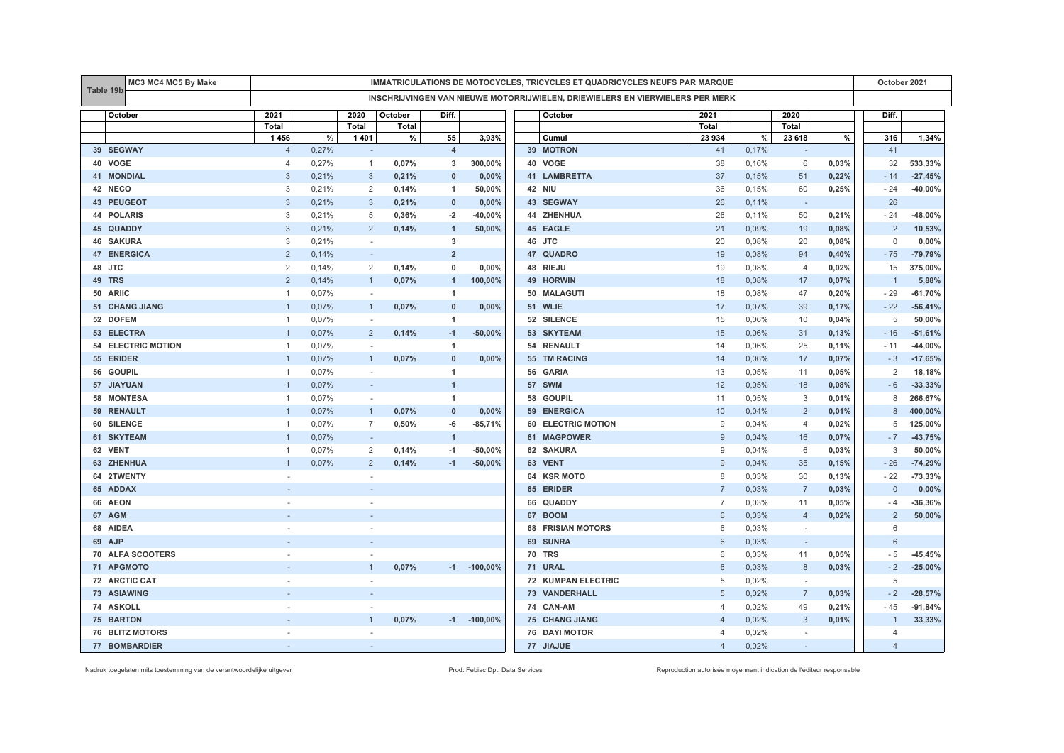| Table 19b | MC3 MC4 MC5 By Make | IMMATRICULATIONS DE MOTOCYCLES, TRICYCLES ET QUADRICYCLES NEUFS PAR MARQUE / INSCHRIJVINGEN VAN NIEUWE MOTORRIJWIELEN, DRIEWIELERS EN VIERWIELERS PER MERK | October 2021 |
|---|---|---|---|

| | October | 2021 | | 2020 | October | Diff. | | | October | 2021 | | 2020 | | Diff. | |
|---|---|---|---|---|---|---|---|---|---|---|---|---|---|---|---|
| | | Total | | Total | Total | | | | | Total | | Total | | | |
| | | 1 456 | % | 1 401 | % | 55 | 3,93% | | Cumul | 23 934 | % | 23 618 | % | 316 | 1,34% |
| 39 | SEGWAY | 4 | 0,27% | - | | 4 | | 39 | MOTRON | 41 | 0,17% | - | | 41 | |
| 40 | VOGE | 4 | 0,27% | 1 | 0,07% | 3 | 300,00% | 40 | VOGE | 38 | 0,16% | 6 | 0,03% | 32 | 533,33% |
| 41 | MONDIAL | 3 | 0,21% | 3 | 0,21% | 0 | 0,00% | 41 | LAMBRETTA | 37 | 0,15% | 51 | 0,22% | - 14 | -27,45% |
| 42 | NECO | 3 | 0,21% | 2 | 0,14% | 1 | 50,00% | 42 | NIU | 36 | 0,15% | 60 | 0,25% | - 24 | -40,00% |
| 43 | PEUGEOT | 3 | 0,21% | 3 | 0,21% | 0 | 0,00% | 43 | SEGWAY | 26 | 0,11% | - | | 26 | |
| 44 | POLARIS | 3 | 0,21% | 5 | 0,36% | -2 | -40,00% | 44 | ZHENHUA | 26 | 0,11% | 50 | 0,21% | - 24 | -48,00% |
| 45 | QUADDY | 3 | 0,21% | 2 | 0,14% | 1 | 50,00% | 45 | EAGLE | 21 | 0,09% | 19 | 0,08% | 2 | 10,53% |
| 46 | SAKURA | 3 | 0,21% | - | | 3 | | 46 | JTC | 20 | 0,08% | 20 | 0,08% | 0 | 0,00% |
| 47 | ENERGICA | 2 | 0,14% | - | | 2 | | 47 | QUADRO | 19 | 0,08% | 94 | 0,40% | - 75 | -79,79% |
| 48 | JTC | 2 | 0,14% | 2 | 0,14% | 0 | 0,00% | 48 | RIEJU | 19 | 0,08% | 4 | 0,02% | 15 | 375,00% |
| 49 | TRS | 2 | 0,14% | 1 | 0,07% | 1 | 100,00% | 49 | HORWIN | 18 | 0,08% | 17 | 0,07% | 1 | 5,88% |
| 50 | ARIIC | 1 | 0,07% | - | | 1 | | 50 | MALAGUTI | 18 | 0,08% | 47 | 0,20% | - 29 | -61,70% |
| 51 | CHANG JIANG | 1 | 0,07% | 1 | 0,07% | 0 | 0,00% | 51 | WLIE | 17 | 0,07% | 39 | 0,17% | - 22 | -56,41% |
| 52 | DOFEM | 1 | 0,07% | - | | 1 | | 52 | SILENCE | 15 | 0,06% | 10 | 0,04% | 5 | 50,00% |
| 53 | ELECTRA | 1 | 0,07% | 2 | 0,14% | -1 | -50,00% | 53 | SKYTEAM | 15 | 0,06% | 31 | 0,13% | - 16 | -51,61% |
| 54 | ELECTRIC MOTION | 1 | 0,07% | - | | 1 | | 54 | RENAULT | 14 | 0,06% | 25 | 0,11% | - 11 | -44,00% |
| 55 | ERIDER | 1 | 0,07% | 1 | 0,07% | 0 | 0,00% | 55 | TM RACING | 14 | 0,06% | 17 | 0,07% | - 3 | -17,65% |
| 56 | GOUPIL | 1 | 0,07% | - | | 1 | | 56 | GARIA | 13 | 0,05% | 11 | 0,05% | 2 | 18,18% |
| 57 | JIAYUAN | 1 | 0,07% | - | | 1 | | 57 | SWM | 12 | 0,05% | 18 | 0,08% | - 6 | -33,33% |
| 58 | MONTESA | 1 | 0,07% | - | | 1 | | 58 | GOUPIL | 11 | 0,05% | 3 | 0,01% | 8 | 266,67% |
| 59 | RENAULT | 1 | 0,07% | 1 | 0,07% | 0 | 0,00% | 59 | ENERGICA | 10 | 0,04% | 2 | 0,01% | 8 | 400,00% |
| 60 | SILENCE | 1 | 0,07% | 7 | 0,50% | -6 | -85,71% | 60 | ELECTRIC MOTION | 9 | 0,04% | 4 | 0,02% | 5 | 125,00% |
| 61 | SKYTEAM | 1 | 0,07% | - | | 1 | | 61 | MAGPOWER | 9 | 0,04% | 16 | 0,07% | - 7 | -43,75% |
| 62 | VENT | 1 | 0,07% | 2 | 0,14% | -1 | -50,00% | 62 | SAKURA | 9 | 0,04% | 6 | 0,03% | 3 | 50,00% |
| 63 | ZHENHUA | 1 | 0,07% | 2 | 0,14% | -1 | -50,00% | 63 | VENT | 9 | 0,04% | 35 | 0,15% | - 26 | -74,29% |
| 64 | 2TWENTY | - | | - | | | | 64 | KSR MOTO | 8 | 0,03% | 30 | 0,13% | - 22 | -73,33% |
| 65 | ADDAX | - | | - | | | | 65 | ERIDER | 7 | 0,03% | 7 | 0,03% | 0 | 0,00% |
| 66 | AEON | - | | - | | | | 66 | QUADDY | 7 | 0,03% | 11 | 0,05% | - 4 | -36,36% |
| 67 | AGM | - | | - | | | | 67 | BOOM | 6 | 0,03% | 4 | 0,02% | 2 | 50,00% |
| 68 | AIDEA | - | | - | | | | 68 | FRISIAN MOTORS | 6 | 0,03% | - | | 6 | |
| 69 | AJP | - | | - | | | | 69 | SUNRA | 6 | 0,03% | - | | 6 | |
| 70 | ALFA SCOOTERS | - | | - | | | | 70 | TRS | 6 | 0,03% | 11 | 0,05% | - 5 | -45,45% |
| 71 | APGMOTO | - | | 1 | 0,07% | -1 | -100,00% | 71 | URAL | 6 | 0,03% | 8 | 0,03% | - 2 | -25,00% |
| 72 | ARCTIC CAT | - | | - | | | | 72 | KUMPAN ELECTRIC | 5 | 0,02% | - | | 5 | |
| 73 | ASIAWING | - | | - | | | | 73 | VANDERHALL | 5 | 0,02% | 7 | 0,03% | - 2 | -28,57% |
| 74 | ASKOLL | - | | - | | | | 74 | CAN-AM | 4 | 0,02% | 49 | 0,21% | - 45 | -91,84% |
| 75 | BARTON | - | | 1 | 0,07% | -1 | -100,00% | 75 | CHANG JIANG | 4 | 0,02% | 3 | 0,01% | 1 | 33,33% |
| 76 | BLITZ MOTORS | - | | - | | | | 76 | DAYI MOTOR | 4 | 0,02% | - | | 4 | |
| 77 | BOMBARDIER | - | | - | | | | 77 | JIAJUE | 4 | 0,02% | - | | 4 | |

Nadruk toegelaten mits toestemming van de verantwoordelijke uitgever

Prod: Febiac Dpt. Data Services

Reproduction autorisée moyennant indication de l'éditeur responsable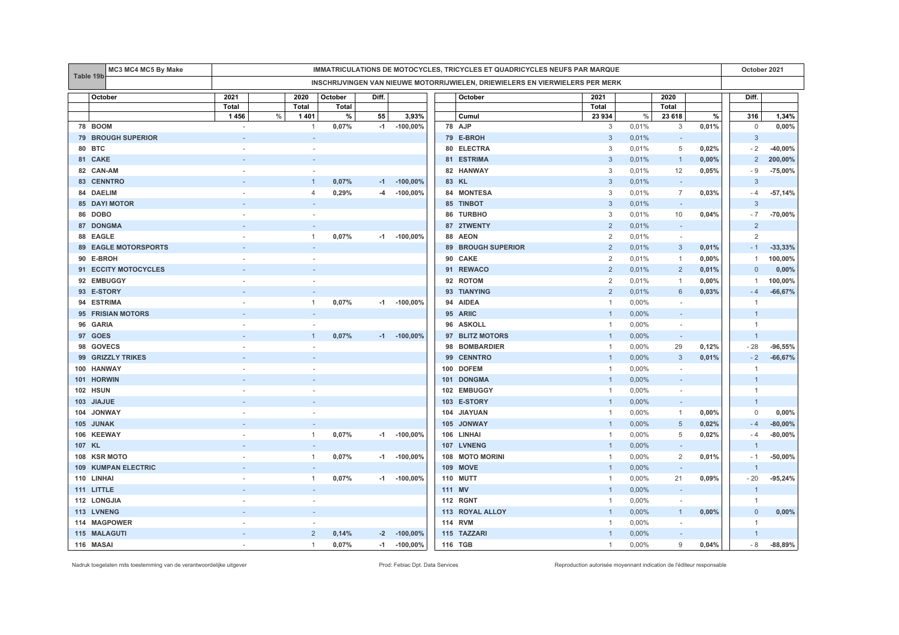| Table 19b | MC3 MC4 MC5 By Make | IMMATRICULATIONS DE MOTOCYCLES, TRICYCLES ET QUADRICYCLES NEUFS PAR MARQUE | October 2021 |
|---|---|---|---|
| | | INSCHRIJVINGEN VAN NIEUWE MOTORRIJWIELEN, DRIEWIELERS EN VIERWIELERS PER MERK | |

| | October | 2021 | | 2020 | October | Diff. | |
|---|---|---|---|---|---|---|---|
| | | Total | | Total | Total | | |
| | | 1 456 | % | 1 401 | % | 55 | 3,93% |
| 78 | BOOM | - | | 1 | 0,07% | -1 | -100,00% |
| 79 | BROUGH SUPERIOR | - | | - | | | |
| 80 | BTC | - | | - | | | |
| 81 | CAKE | - | | - | | | |
| 82 | CAN-AM | - | | - | | | |
| 83 | CENNTRO | - | | 1 | 0,07% | -1 | -100,00% |
| 84 | DAELIM | - | | 4 | 0,29% | -4 | -100,00% |
| 85 | DAYI MOTOR | - | | - | | | |
| 86 | DOBO | - | | - | | | |
| 87 | DONGMA | - | | - | | | |
| 88 | EAGLE | - | | 1 | 0,07% | -1 | -100,00% |
| 89 | EAGLE MOTORSPORTS | - | | - | | | |
| 90 | E-BROH | - | | - | | | |
| 91 | ECCITY MOTOCYCLES | - | | - | | | |
| 92 | EMBUGGY | - | | - | | | |
| 93 | E-STORY | - | | - | | | |
| 94 | ESTRIMA | - | | 1 | 0,07% | -1 | -100,00% |
| 95 | FRISIAN MOTORS | - | | - | | | |
| 96 | GARIA | - | | - | | | |
| 97 | GOES | - | | 1 | 0,07% | -1 | -100,00% |
| 98 | GOVECS | - | | - | | | |
| 99 | GRIZZLY TRIKES | - | | - | | | |
| 100 | HANWAY | - | | - | | | |
| 101 | HORWIN | - | | - | | | |
| 102 | HSUN | - | | - | | | |
| 103 | JIAJUE | - | | - | | | |
| 104 | JONWAY | - | | - | | | |
| 105 | JUNAK | - | | - | | | |
| 106 | KEEWAY | - | | 1 | 0,07% | -1 | -100,00% |
| 107 | KL | - | | - | | | |
| 108 | KSR MOTO | - | | 1 | 0,07% | -1 | -100,00% |
| 109 | KUMPAN ELECTRIC | - | | - | | | |
| 110 | LINHAI | - | | 1 | 0,07% | -1 | -100,00% |
| 111 | LITTLE | - | | - | | | |
| 112 | LONGJIA | - | | - | | | |
| 113 | LVNENG | - | | - | | | |
| 114 | MAGPOWER | - | | - | | | |
| 115 | MALAGUTI | - | | 2 | 0,14% | -2 | -100,00% |
| 116 | MASAI | - | | 1 | 0,07% | -1 | -100,00% |

| | October | 2021 | | 2020 | | Diff. | |
|---|---|---|---|---|---|---|---|
| | | Total | | Total | | | |
| | Cumul | 23 934 | % | 23 618 | % | 316 | 1,34% |
| 78 | AJP | 3 | 0,01% | 3 | 0,01% | 0 | 0,00% |
| 79 | E-BROH | 3 | 0,01% | - | | 3 | |
| 80 | ELECTRA | 3 | 0,01% | 5 | 0,02% | - 2 | -40,00% |
| 81 | ESTRIMA | 3 | 0,01% | 1 | 0,00% | 2 | 200,00% |
| 82 | HANWAY | 3 | 0,01% | 12 | 0,05% | - 9 | -75,00% |
| 83 | KL | 3 | 0,01% | - | | 3 | |
| 84 | MONTESA | 3 | 0,01% | 7 | 0,03% | - 4 | -57,14% |
| 85 | TINBOT | 3 | 0,01% | - | | 3 | |
| 86 | TURBHO | 3 | 0,01% | 10 | 0,04% | - 7 | -70,00% |
| 87 | 2TWENTY | 2 | 0,01% | - | | 2 | |
| 88 | AEON | 2 | 0,01% | - | | 2 | |
| 89 | BROUGH SUPERIOR | 2 | 0,01% | 3 | 0,01% | - 1 | -33,33% |
| 90 | CAKE | 2 | 0,01% | 1 | 0,00% | 1 | 100,00% |
| 91 | REWACO | 2 | 0,01% | 2 | 0,01% | 0 | 0,00% |
| 92 | ROTOM | 2 | 0,01% | 1 | 0,00% | 1 | 100,00% |
| 93 | TIANYING | 2 | 0,01% | 6 | 0,03% | - 4 | -66,67% |
| 94 | AIDEA | 1 | 0,00% | - | | 1 | |
| 95 | ARIIC | 1 | 0,00% | - | | 1 | |
| 96 | ASKOLL | 1 | 0,00% | - | | 1 | |
| 97 | BLITZ MOTORS | 1 | 0,00% | - | | 1 | |
| 98 | BOMBARDIER | 1 | 0,00% | 29 | 0,12% | - 28 | -96,55% |
| 99 | CENNTRO | 1 | 0,00% | 3 | 0,01% | - 2 | -66,67% |
| 100 | DOFEM | 1 | 0,00% | - | | 1 | |
| 101 | DONGMA | 1 | 0,00% | - | | 1 | |
| 102 | EMBUGGY | 1 | 0,00% | - | | 1 | |
| 103 | E-STORY | 1 | 0,00% | - | | 1 | |
| 104 | JIAYUAN | 1 | 0,00% | 1 | 0,00% | 0 | 0,00% |
| 105 | JONWAY | 1 | 0,00% | 5 | 0,02% | - 4 | -80,00% |
| 106 | LINHAI | 1 | 0,00% | 5 | 0,02% | - 4 | -80,00% |
| 107 | LVNENG | 1 | 0,00% | - | | 1 | |
| 108 | MOTO MORINI | 1 | 0,00% | 2 | 0,01% | - 1 | -50,00% |
| 109 | MOVE | 1 | 0,00% | - | | 1 | |
| 110 | MUTT | 1 | 0,00% | 21 | 0,09% | - 20 | -95,24% |
| 111 | MV | 1 | 0,00% | - | | 1 | |
| 112 | RGNT | 1 | 0,00% | - | | 1 | |
| 113 | ROYAL ALLOY | 1 | 0,00% | 1 | 0,00% | 0 | 0,00% |
| 114 | RVM | 1 | 0,00% | - | | 1 | |
| 115 | TAZZARI | 1 | 0,00% | - | | 1 | |
| 116 | TGB | 1 | 0,00% | 9 | 0,04% | - 8 | -88,89% |

Nadruk toegelaten mits toestemming van de verantwoordelijke uitgever — Prod: Febiac Dpt. Data Services — Reproduction autorisée moyennant indication de l'éditeur responsable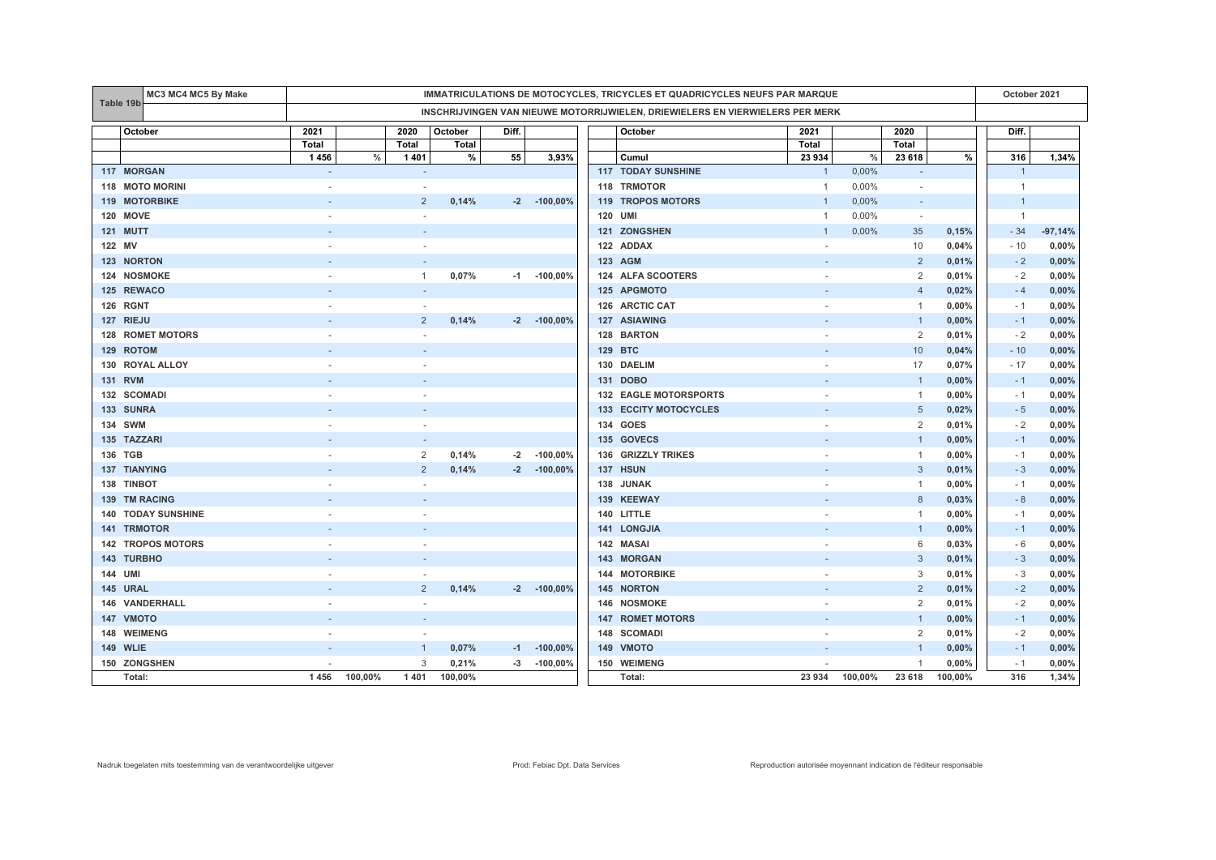| Table 19b | MC3 MC4 MC5 By Make | IMMATRICULATIONS DE MOTOCYCLES, TRICYCLES ET QUADRICYCLES NEUFS PAR MARQUE | October 2021 |
|---|---|---|---|
| | | INSCHRIJVINGEN VAN NIEUWE MOTORRIJWIELEN, DRIEWIELERS EN VIERWIELERS PER MERK | |

| | October | 2021 | | 2020 | October | Diff. | |
|---|---|---|---|---|---|---|---|
| | | Total | | Total | Total | | |
| | | 1 456 | % | 1 401 | % | 55 | 3,93% |
| 117 | MORGAN | - | | - | | | |
| 118 | MOTO MORINI | - | | - | | | |
| 119 | MOTORBIKE | - | | 2 | 0,14% | -2 | -100,00% |
| 120 | MOVE | - | | - | | | |
| 121 | MUTT | - | | - | | | |
| 122 | MV | - | | - | | | |
| 123 | NORTON | - | | - | | | |
| 124 | NOSMOKE | - | | 1 | 0,07% | -1 | -100,00% |
| 125 | REWACO | - | | - | | | |
| 126 | RGNT | - | | - | | | |
| 127 | RIEJU | - | | 2 | 0,14% | -2 | -100,00% |
| 128 | ROMET MOTORS | - | | - | | | |
| 129 | ROTOM | - | | - | | | |
| 130 | ROYAL ALLOY | - | | - | | | |
| 131 | RVM | - | | - | | | |
| 132 | SCOMADI | - | | - | | | |
| 133 | SUNRA | - | | - | | | |
| 134 | SWM | - | | - | | | |
| 135 | TAZZARI | - | | - | | | |
| 136 | TGB | - | | 2 | 0,14% | -2 | -100,00% |
| 137 | TIANYING | - | | 2 | 0,14% | -2 | -100,00% |
| 138 | TINBOT | - | | - | | | |
| 139 | TM RACING | - | | - | | | |
| 140 | TODAY SUNSHINE | - | | - | | | |
| 141 | TRMOTOR | - | | - | | | |
| 142 | TROPOS MOTORS | - | | - | | | |
| 143 | TURBHO | - | | - | | | |
| 144 | UMI | - | | - | | | |
| 145 | URAL | - | | 2 | 0,14% | -2 | -100,00% |
| 146 | VANDERHALL | - | | - | | | |
| 147 | VMOTO | - | | - | | | |
| 148 | WEIMENG | - | | - | | | |
| 149 | WLIE | - | | 1 | 0,07% | -1 | -100,00% |
| 150 | ZONGSHEN | - | | 3 | 0,21% | -3 | -100,00% |
| | Total: | 1 456 | 100,00% | 1 401 | 100,00% | | |

| | October | 2021 | | 2020 | | Diff. | |
|---|---|---|---|---|---|---|---|
| | | Total | | Total | | | |
| | Cumul | 23 934 | % | 23 618 | % | 316 | 1,34% |
| 117 | TODAY SUNSHINE | 1 | 0,00% | - | | 1 | |
| 118 | TRMOTOR | 1 | 0,00% | - | | 1 | |
| 119 | TROPOS MOTORS | 1 | 0,00% | - | | 1 | |
| 120 | UMI | 1 | 0,00% | - | | 1 | |
| 121 | ZONGSHEN | 1 | 0,00% | 35 | 0,15% | - 34 | -97,14% |
| 122 | ADDAX | - | | 10 | 0,04% | - 10 | 0,00% |
| 123 | AGM | - | | 2 | 0,01% | - 2 | 0,00% |
| 124 | ALFA SCOOTERS | - | | 2 | 0,01% | - 2 | 0,00% |
| 125 | APGMOTO | - | | 4 | 0,02% | - 4 | 0,00% |
| 126 | ARCTIC CAT | - | | 1 | 0,00% | - 1 | 0,00% |
| 127 | ASIAWING | - | | 1 | 0,00% | - 1 | 0,00% |
| 128 | BARTON | - | | 2 | 0,01% | - 2 | 0,00% |
| 129 | BTC | - | | 10 | 0,04% | - 10 | 0,00% |
| 130 | DAELIM | - | | 17 | 0,07% | - 17 | 0,00% |
| 131 | DOBO | - | | 1 | 0,00% | - 1 | 0,00% |
| 132 | EAGLE MOTORSPORTS | - | | 1 | 0,00% | - 1 | 0,00% |
| 133 | ECCITY MOTOCYCLES | - | | 5 | 0,02% | - 5 | 0,00% |
| 134 | GOES | - | | 2 | 0,01% | - 2 | 0,00% |
| 135 | GOVECS | - | | 1 | 0,00% | - 1 | 0,00% |
| 136 | GRIZZLY TRIKES | - | | 1 | 0,00% | - 1 | 0,00% |
| 137 | HSUN | - | | 3 | 0,01% | - 3 | 0,00% |
| 138 | JUNAK | - | | 1 | 0,00% | - 1 | 0,00% |
| 139 | KEEWAY | - | | 8 | 0,03% | - 8 | 0,00% |
| 140 | LITTLE | - | | 1 | 0,00% | - 1 | 0,00% |
| 141 | LONGJIA | - | | 1 | 0,00% | - 1 | 0,00% |
| 142 | MASAI | - | | 6 | 0,03% | - 6 | 0,00% |
| 143 | MORGAN | - | | 3 | 0,01% | - 3 | 0,00% |
| 144 | MOTORBIKE | - | | 3 | 0,01% | - 3 | 0,00% |
| 145 | NORTON | - | | 2 | 0,01% | - 2 | 0,00% |
| 146 | NOSMOKE | - | | 2 | 0,01% | - 2 | 0,00% |
| 147 | ROMET MOTORS | - | | 1 | 0,00% | - 1 | 0,00% |
| 148 | SCOMADI | - | | 2 | 0,01% | - 2 | 0,00% |
| 149 | VMOTO | - | | 1 | 0,00% | - 1 | 0,00% |
| 150 | WEIMENG | - | | 1 | 0,00% | - 1 | 0,00% |
| | Total: | 23 934 | 100,00% | 23 618 | 100,00% | 316 | 1,34% |

Nadruk toegelaten mits toestemming van de verantwoordelijke uitgever

Prod: Febiac Dpt. Data Services

Reproduction autorisée moyennant indication de l'éditeur responsable